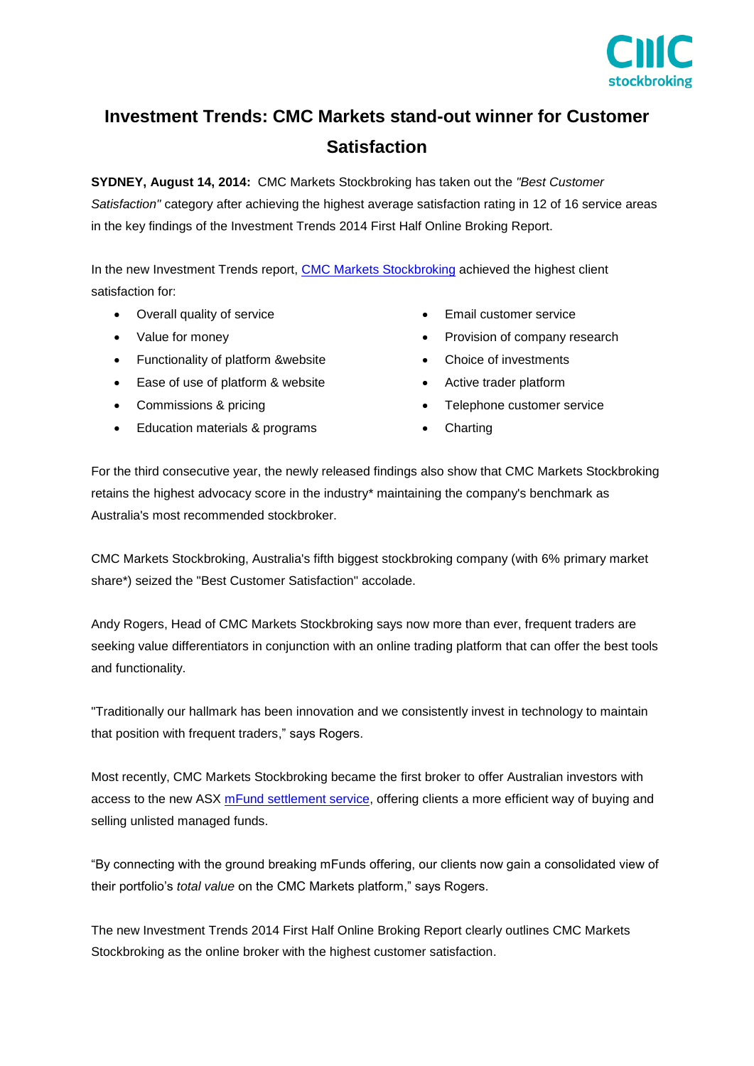# Investment Trends: CMC Markets stand-out winner for Customer Satisfaction

**SYDNEY, August 14, 2014:** CMC Markets Stockbroking has taken out the *"Best Customer Satisfaction"* category after achieving the highest average satisfaction rating in 12 of 16 service areas in the key findings of the Investment Trends 2014 First Half Online Broking Report.

In the new Investment Trends report, [CMC Markets Stockbroking]() achieved the highest client satisfaction for:

- Overall quality of service
- Value for money
- Functionality of platform &website
- Ease of use of platform & website
- Commissions & pricing
- Education materials & programs
- Email customer service
- Provision of company research
- Choice of investments
- Active trader platform
- Telephone customer service
- Charting

For the third consecutive year, the newly released findings also show that CMC Markets Stockbroking retains the highest advocacy score in the industry* maintaining the company's benchmark as Australia's most recommended stockbroker.

CMC Markets Stockbroking, Australia's fifth biggest stockbroking company (with 6% primary market share*) seized the "Best Customer Satisfaction" accolade.

Andy Rogers, Head of CMC Markets Stockbroking says now more than ever, frequent traders are seeking value differentiators in conjunction with an online trading platform that can offer the best tools and functionality.

"Traditionally our hallmark has been innovation and we consistently invest in technology to maintain that position with frequent traders," says Rogers.

Most recently, CMC Markets Stockbroking became the first broker to offer Australian investors with access to the new ASX [mFund settlement service](), offering clients a more efficient way of buying and selling unlisted managed funds.

"By connecting with the ground breaking mFunds offering, our clients now gain a consolidated view of their portfolio's *total value* on the CMC Markets platform," says Rogers.

The new Investment Trends 2014 First Half Online Broking Report clearly outlines CMC Markets Stockbroking as the online broker with the highest customer satisfaction.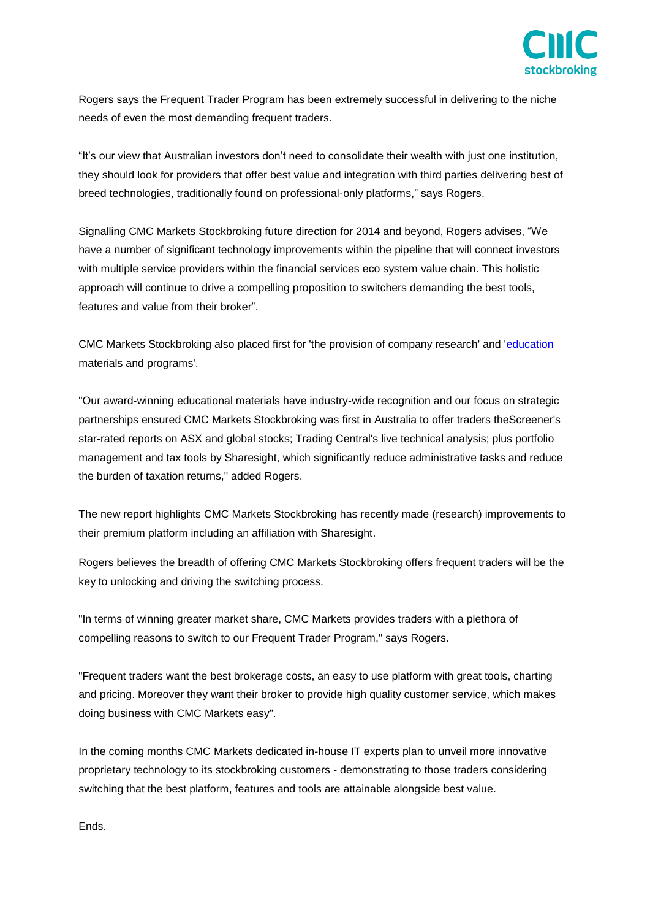Rogers says the Frequent Trader Program has been extremely successful in delivering to the niche needs of even the most demanding frequent traders.

“It’s our view that Australian investors don’t need to consolidate their wealth with just one institution, they should look for providers that offer best value and integration with third parties delivering best of breed technologies, traditionally found on professional-only platforms,” says Rogers.

Signalling CMC Markets Stockbroking future direction for 2014 and beyond, Rogers advises, “We have a number of significant technology improvements within the pipeline that will connect investors with multiple service providers within the financial services eco system value chain. This holistic approach will continue to drive a compelling proposition to switchers demanding the best tools, features and value from their broker”.

CMC Markets Stockbroking also placed first for 'the provision of company research' and 'education materials and programs'.

"Our award-winning educational materials have industry-wide recognition and our focus on strategic partnerships ensured CMC Markets Stockbroking was first in Australia to offer traders theScreener's star-rated reports on ASX and global stocks; Trading Central's live technical analysis; plus portfolio management and tax tools by Sharesight, which significantly reduce administrative tasks and reduce the burden of taxation returns," added Rogers.

The new report highlights CMC Markets Stockbroking has recently made (research) improvements to their premium platform including an affiliation with Sharesight.

Rogers believes the breadth of offering CMC Markets Stockbroking offers frequent traders will be the key to unlocking and driving the switching process.

"In terms of winning greater market share, CMC Markets provides traders with a plethora of compelling reasons to switch to our Frequent Trader Program," says Rogers.

"Frequent traders want the best brokerage costs, an easy to use platform with great tools, charting and pricing. Moreover they want their broker to provide high quality customer service, which makes doing business with CMC Markets easy".

In the coming months CMC Markets dedicated in-house IT experts plan to unveil more innovative proprietary technology to its stockbroking customers - demonstrating to those traders considering switching that the best platform, features and tools are attainable alongside best value.

Ends.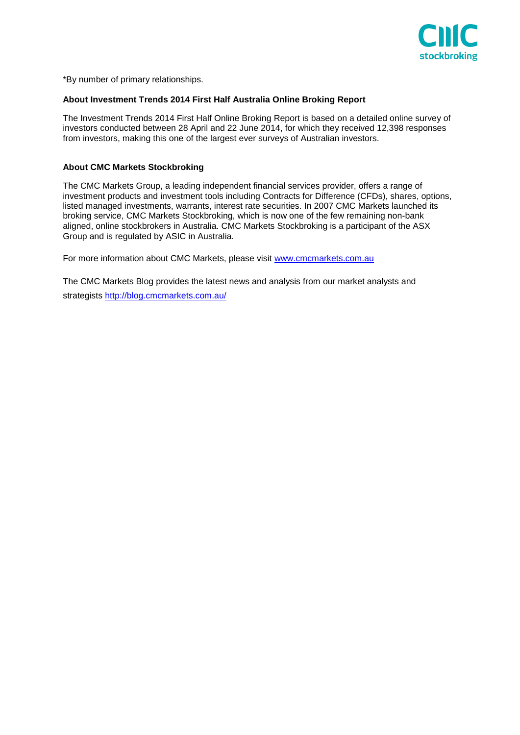*By number of primary relationships.

**About Investment Trends 2014 First Half Australia Online Broking Report**

The Investment Trends 2014 First Half Online Broking Report is based on a detailed online survey of investors conducted between 28 April and 22 June 2014, for which they received 12,398 responses from investors, making this one of the largest ever surveys of Australian investors.

**About CMC Markets Stockbroking**

The CMC Markets Group, a leading independent financial services provider, offers a range of investment products and investment tools including Contracts for Difference (CFDs), shares, options, listed managed investments, warrants, interest rate securities. In 2007 CMC Markets launched its broking service, CMC Markets Stockbroking, which is now one of the few remaining non-bank aligned, online stockbrokers in Australia. CMC Markets Stockbroking is a participant of the ASX Group and is regulated by ASIC in Australia.

For more information about CMC Markets, please visit [www.cmcmarkets.com.au](http://www.cmcmarkets.com.au)

The CMC Markets Blog provides the latest news and analysis from our market analysts and strategists [http://blog.cmcmarkets.com.au/](http://blog.cmcmarkets.com.au/)